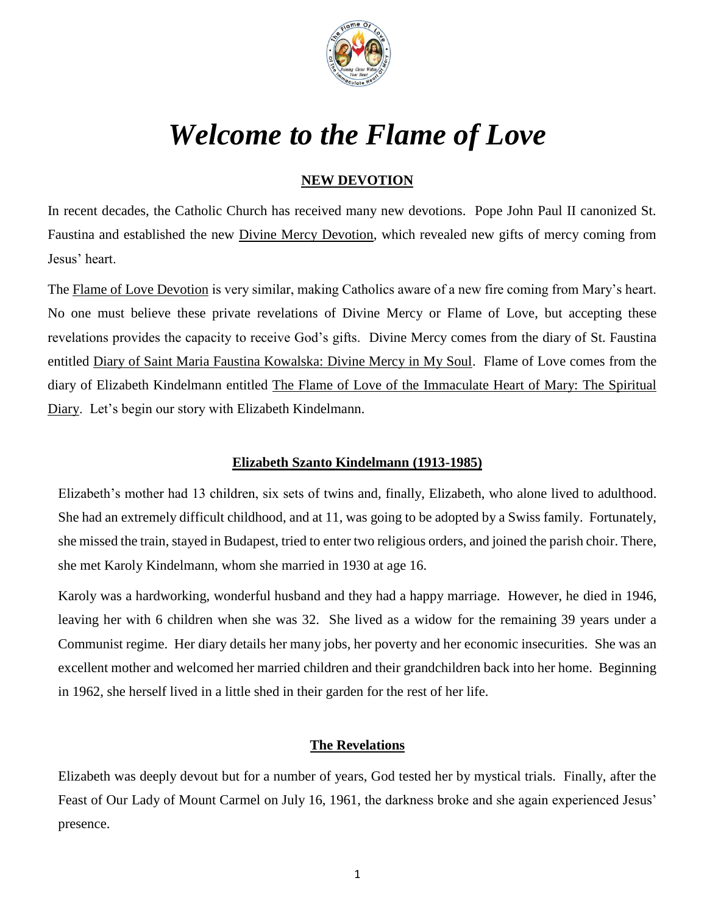# *Welcome to the Flame of Love*

## NEW DEVOTION

In recent decades, the Catholic Church has received many new devotions. Pope John Paul II canonized St. Faustina and established the new Divine Mercy Devotion, which revealed new gifts of mercy coming from Jesus' heart.

The Flame of Love Devotion is very similar, making Catholics aware of a new fire coming from Mary's heart. No one must believe these private revelations of Divine Mercy or Flame of Love, but accepting these revelations provides the capacity to receive God's gifts. Divine Mercy comes from the diary of St. Faustina entitled Diary of Saint Maria Faustina Kowalska: Divine Mercy in My Soul. Flame of Love comes from the diary of Elizabeth Kindelmann entitled The Flame of Love of the Immaculate Heart of Mary: The Spiritual Diary. Let's begin our story with Elizabeth Kindelmann.

## Elizabeth Szanto Kindelmann (1913-1985)

Elizabeth's mother had 13 children, six sets of twins and, finally, Elizabeth, who alone lived to adulthood. She had an extremely difficult childhood, and at 11, was going to be adopted by a Swiss family. Fortunately, she missed the train, stayed in Budapest, tried to enter two religious orders, and joined the parish choir. There, she met Karoly Kindelmann, whom she married in 1930 at age 16.

Karoly was a hardworking, wonderful husband and they had a happy marriage. However, he died in 1946, leaving her with 6 children when she was 32. She lived as a widow for the remaining 39 years under a Communist regime. Her diary details her many jobs, her poverty and her economic insecurities. She was an excellent mother and welcomed her married children and their grandchildren back into her home. Beginning in 1962, she herself lived in a little shed in their garden for the rest of her life.

## The Revelations

Elizabeth was deeply devout but for a number of years, God tested her by mystical trials. Finally, after the Feast of Our Lady of Mount Carmel on July 16, 1961, the darkness broke and she again experienced Jesus' presence.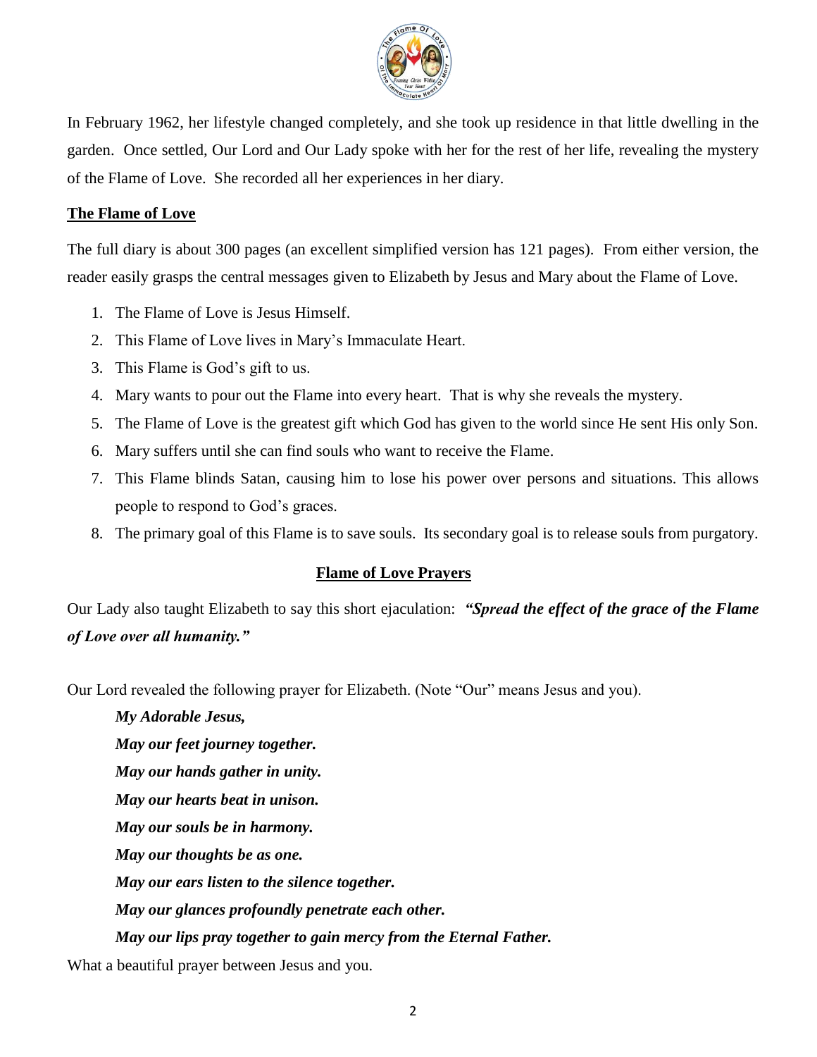In February 1962, her lifestyle changed completely, and she took up residence in that little dwelling in the garden. Once settled, Our Lord and Our Lady spoke with her for the rest of her life, revealing the mystery of the Flame of Love. She recorded all her experiences in her diary.

## The Flame of Love

The full diary is about 300 pages (an excellent simplified version has 121 pages). From either version, the reader easily grasps the central messages given to Elizabeth by Jesus and Mary about the Flame of Love.

1. The Flame of Love is Jesus Himself.
2. This Flame of Love lives in Mary's Immaculate Heart.
3. This Flame is God's gift to us.
4. Mary wants to pour out the Flame into every heart. That is why she reveals the mystery.
5. The Flame of Love is the greatest gift which God has given to the world since He sent His only Son.
6. Mary suffers until she can find souls who want to receive the Flame.
7. This Flame blinds Satan, causing him to lose his power over persons and situations. This allows people to respond to God's graces.
8. The primary goal of this Flame is to save souls. Its secondary goal is to release souls from purgatory.

## Flame of Love Prayers

Our Lady also taught Elizabeth to say this short ejaculation: ***"Spread the effect of the grace of the Flame of Love over all humanity."***

Our Lord revealed the following prayer for Elizabeth. (Note "Our" means Jesus and you).

> ***My Adorable Jesus,***
> ***May our feet journey together.***
> ***May our hands gather in unity.***
> ***May our hearts beat in unison.***
> ***May our souls be in harmony.***
> ***May our thoughts be as one.***
> ***May our ears listen to the silence together.***
> ***May our glances profoundly penetrate each other.***
> ***May our lips pray together to gain mercy from the Eternal Father.***

What a beautiful prayer between Jesus and you.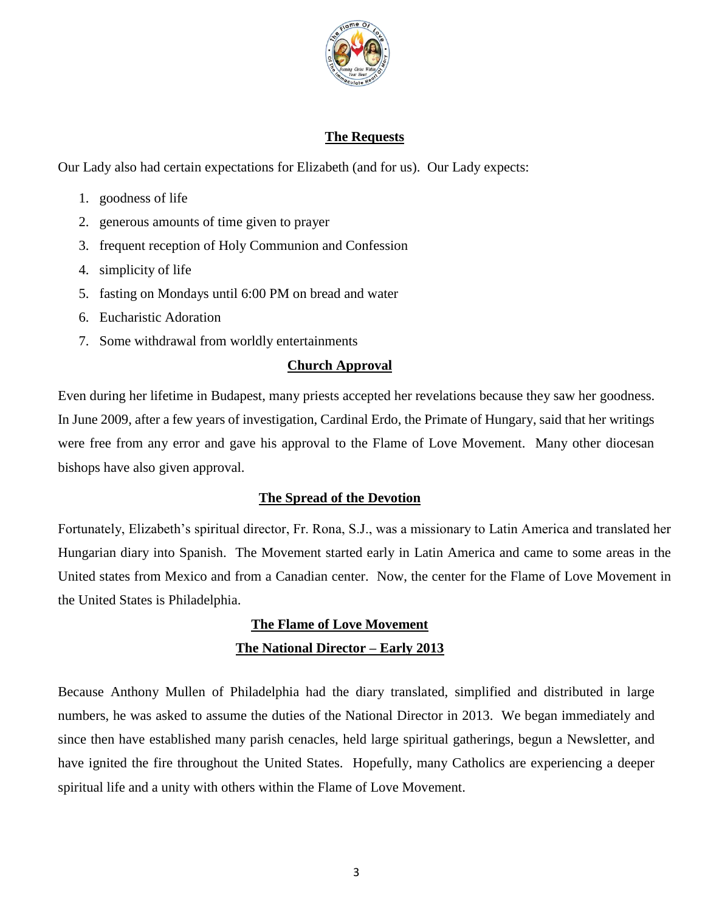## The Requests

Our Lady also had certain expectations for Elizabeth (and for us). Our Lady expects:

1. goodness of life
2. generous amounts of time given to prayer
3. frequent reception of Holy Communion and Confession
4. simplicity of life
5. fasting on Mondays until 6:00 PM on bread and water
6. Eucharistic Adoration
7. Some withdrawal from worldly entertainments

## Church Approval

Even during her lifetime in Budapest, many priests accepted her revelations because they saw her goodness. In June 2009, after a few years of investigation, Cardinal Erdo, the Primate of Hungary, said that her writings were free from any error and gave his approval to the Flame of Love Movement. Many other diocesan bishops have also given approval.

## The Spread of the Devotion

Fortunately, Elizabeth's spiritual director, Fr. Rona, S.J., was a missionary to Latin America and translated her Hungarian diary into Spanish. The Movement started early in Latin America and came to some areas in the United states from Mexico and from a Canadian center. Now, the center for the Flame of Love Movement in the United States is Philadelphia.

## The Flame of Love Movement
## The National Director – Early 2013

Because Anthony Mullen of Philadelphia had the diary translated, simplified and distributed in large numbers, he was asked to assume the duties of the National Director in 2013. We began immediately and since then have established many parish cenacles, held large spiritual gatherings, begun a Newsletter, and have ignited the fire throughout the United States. Hopefully, many Catholics are experiencing a deeper spiritual life and a unity with others within the Flame of Love Movement.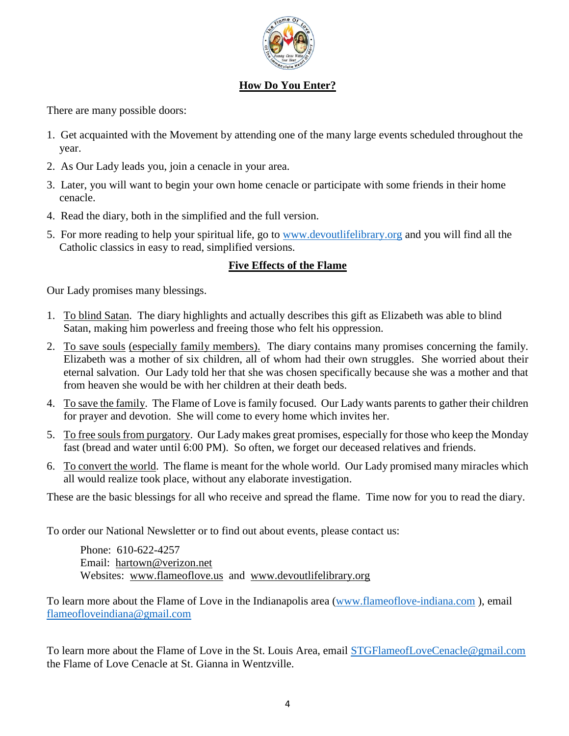## How Do You Enter?

There are many possible doors:

1. Get acquainted with the Movement by attending one of the many large events scheduled throughout the year.
2. As Our Lady leads you, join a cenacle in your area.
3. Later, you will want to begin your own home cenacle or participate with some friends in their home cenacle.
4. Read the diary, both in the simplified and the full version.
5. For more reading to help your spiritual life, go to www.devoutlifelibrary.org and you will find all the Catholic classics in easy to read, simplified versions.

## Five Effects of the Flame

Our Lady promises many blessings.

1. To blind Satan. The diary highlights and actually describes this gift as Elizabeth was able to blind Satan, making him powerless and freeing those who felt his oppression.
2. To save souls (especially family members). The diary contains many promises concerning the family. Elizabeth was a mother of six children, all of whom had their own struggles. She worried about their eternal salvation. Our Lady told her that she was chosen specifically because she was a mother and that from heaven she would be with her children at their death beds.
4. To save the family. The Flame of Love is family focused. Our Lady wants parents to gather their children for prayer and devotion. She will come to every home which invites her.
5. To free souls from purgatory. Our Lady makes great promises, especially for those who keep the Monday fast (bread and water until 6:00 PM). So often, we forget our deceased relatives and friends.
6. To convert the world. The flame is meant for the whole world. Our Lady promised many miracles which all would realize took place, without any elaborate investigation.

These are the basic blessings for all who receive and spread the flame. Time now for you to read the diary.

To order our National Newsletter or to find out about events, please contact us:

Phone: 610-622-4257
Email: hartown@verizon.net
Websites: www.flameoflove.us and www.devoutlifelibrary.org

To learn more about the Flame of Love in the Indianapolis area (www.flameoflove-indiana.com ), email flameofloveindiana@gmail.com

To learn more about the Flame of Love in the St. Louis Area, email STGFlameofLoveCenacle@gmail.com the Flame of Love Cenacle at St. Gianna in Wentzville.